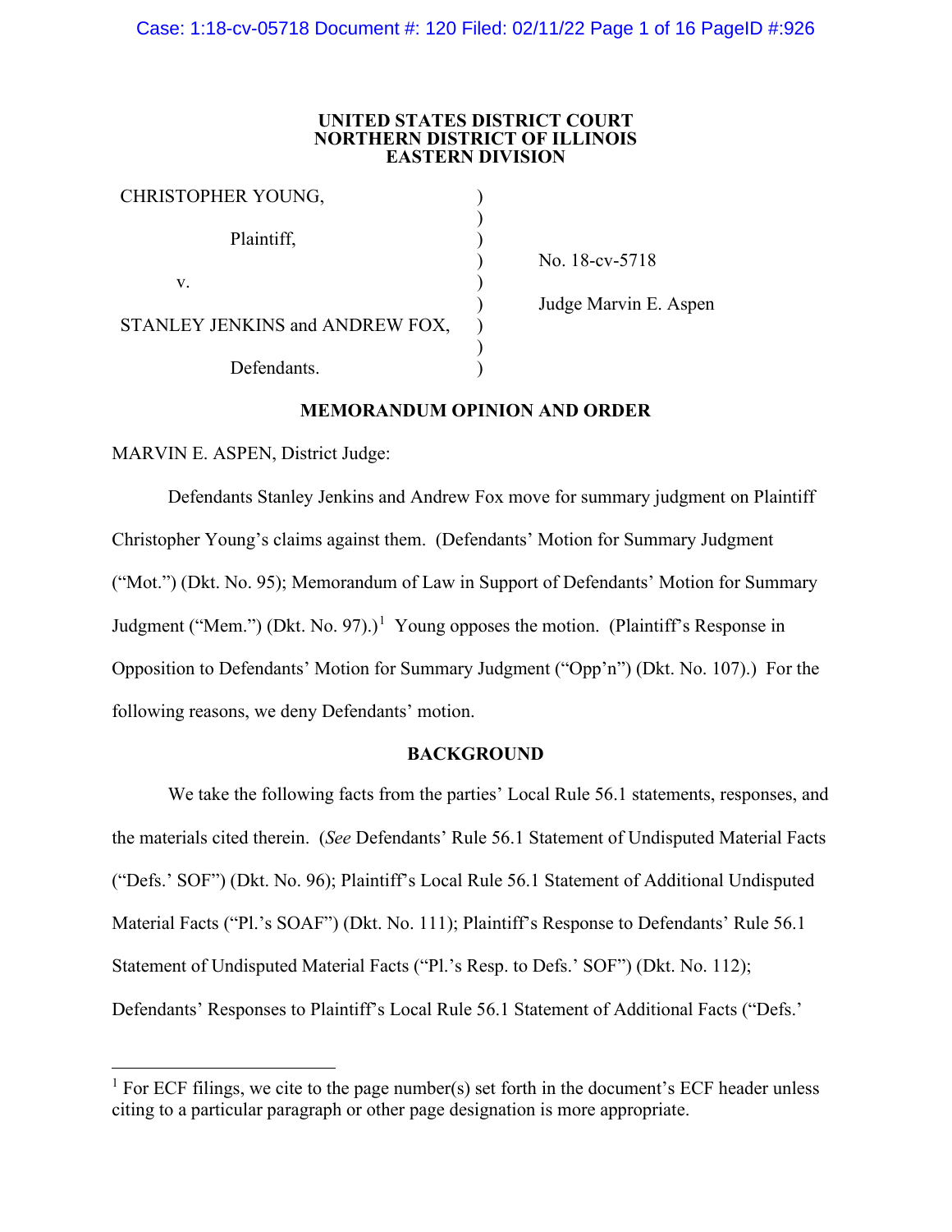**UNITED STATES DISTRICT COURT**
**NORTHERN DISTRICT OF ILLINOIS**
**EASTERN DIVISION**

| | | |
|---|---|---|
| CHRISTOPHER YOUNG, | ) | |
| | ) | |
| Plaintiff, | ) | |
| | ) | No. 18-cv-5718 |
| v. | ) | |
| | ) | Judge Marvin E. Aspen |
| STANLEY JENKINS and ANDREW FOX, | ) | |
| | ) | |
| Defendants. | ) | |

**MEMORANDUM OPINION AND ORDER**

MARVIN E. ASPEN, District Judge:

Defendants Stanley Jenkins and Andrew Fox move for summary judgment on Plaintiff Christopher Young's claims against them. (Defendants' Motion for Summary Judgment ("Mot.") (Dkt. No. 95); Memorandum of Law in Support of Defendants' Motion for Summary Judgment ("Mem.") (Dkt. No. 97).)[1] Young opposes the motion. (Plaintiff's Response in Opposition to Defendants' Motion for Summary Judgment ("Opp'n") (Dkt. No. 107).) For the following reasons, we deny Defendants' motion.

**BACKGROUND**

We take the following facts from the parties' Local Rule 56.1 statements, responses, and the materials cited therein. (*See* Defendants' Rule 56.1 Statement of Undisputed Material Facts ("Defs.' SOF") (Dkt. No. 96); Plaintiff's Local Rule 56.1 Statement of Additional Undisputed Material Facts ("Pl.'s SOAF") (Dkt. No. 111); Plaintiff's Response to Defendants' Rule 56.1 Statement of Undisputed Material Facts ("Pl.'s Resp. to Defs.' SOF") (Dkt. No. 112); Defendants' Responses to Plaintiff's Local Rule 56.1 Statement of Additional Facts ("Defs.'

---

[1] For ECF filings, we cite to the page number(s) set forth in the document's ECF header unless citing to a particular paragraph or other page designation is more appropriate.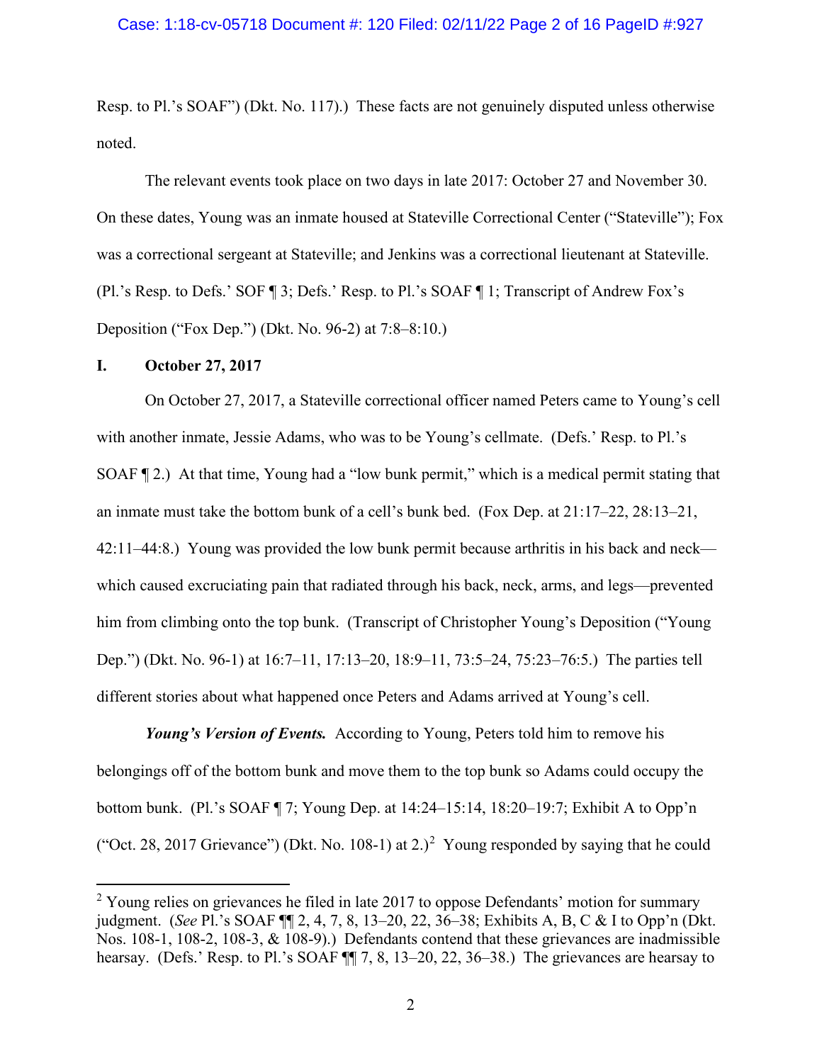Resp. to Pl.'s SOAF") (Dkt. No. 117).) These facts are not genuinely disputed unless otherwise noted.

The relevant events took place on two days in late 2017: October 27 and November 30. On these dates, Young was an inmate housed at Stateville Correctional Center ("Stateville"); Fox was a correctional sergeant at Stateville; and Jenkins was a correctional lieutenant at Stateville. (Pl.'s Resp. to Defs.' SOF ¶ 3; Defs.' Resp. to Pl.'s SOAF ¶ 1; Transcript of Andrew Fox's Deposition ("Fox Dep.") (Dkt. No. 96-2) at 7:8–8:10.)

## I. October 27, 2017

On October 27, 2017, a Stateville correctional officer named Peters came to Young's cell with another inmate, Jessie Adams, who was to be Young's cellmate. (Defs.' Resp. to Pl.'s SOAF ¶ 2.) At that time, Young had a "low bunk permit," which is a medical permit stating that an inmate must take the bottom bunk of a cell's bunk bed. (Fox Dep. at 21:17–22, 28:13–21, 42:11–44:8.) Young was provided the low bunk permit because arthritis in his back and neck—which caused excruciating pain that radiated through his back, neck, arms, and legs—prevented him from climbing onto the top bunk. (Transcript of Christopher Young's Deposition ("Young Dep.") (Dkt. No. 96-1) at 16:7–11, 17:13–20, 18:9–11, 73:5–24, 75:23–76:5.) The parties tell different stories about what happened once Peters and Adams arrived at Young's cell.

***Young's Version of Events.*** According to Young, Peters told him to remove his belongings off of the bottom bunk and move them to the top bunk so Adams could occupy the bottom bunk. (Pl.'s SOAF ¶ 7; Young Dep. at 14:24–15:14, 18:20–19:7; Exhibit A to Opp'n ("Oct. 28, 2017 Grievance") (Dkt. No. 108-1) at 2.)[2] Young responded by saying that he could

[2] Young relies on grievances he filed in late 2017 to oppose Defendants' motion for summary judgment. (*See* Pl.'s SOAF ¶¶ 2, 4, 7, 8, 13–20, 22, 36–38; Exhibits A, B, C & I to Opp'n (Dkt. Nos. 108-1, 108-2, 108-3, & 108-9).) Defendants contend that these grievances are inadmissible hearsay. (Defs.' Resp. to Pl.'s SOAF ¶¶ 7, 8, 13–20, 22, 36–38.) The grievances are hearsay to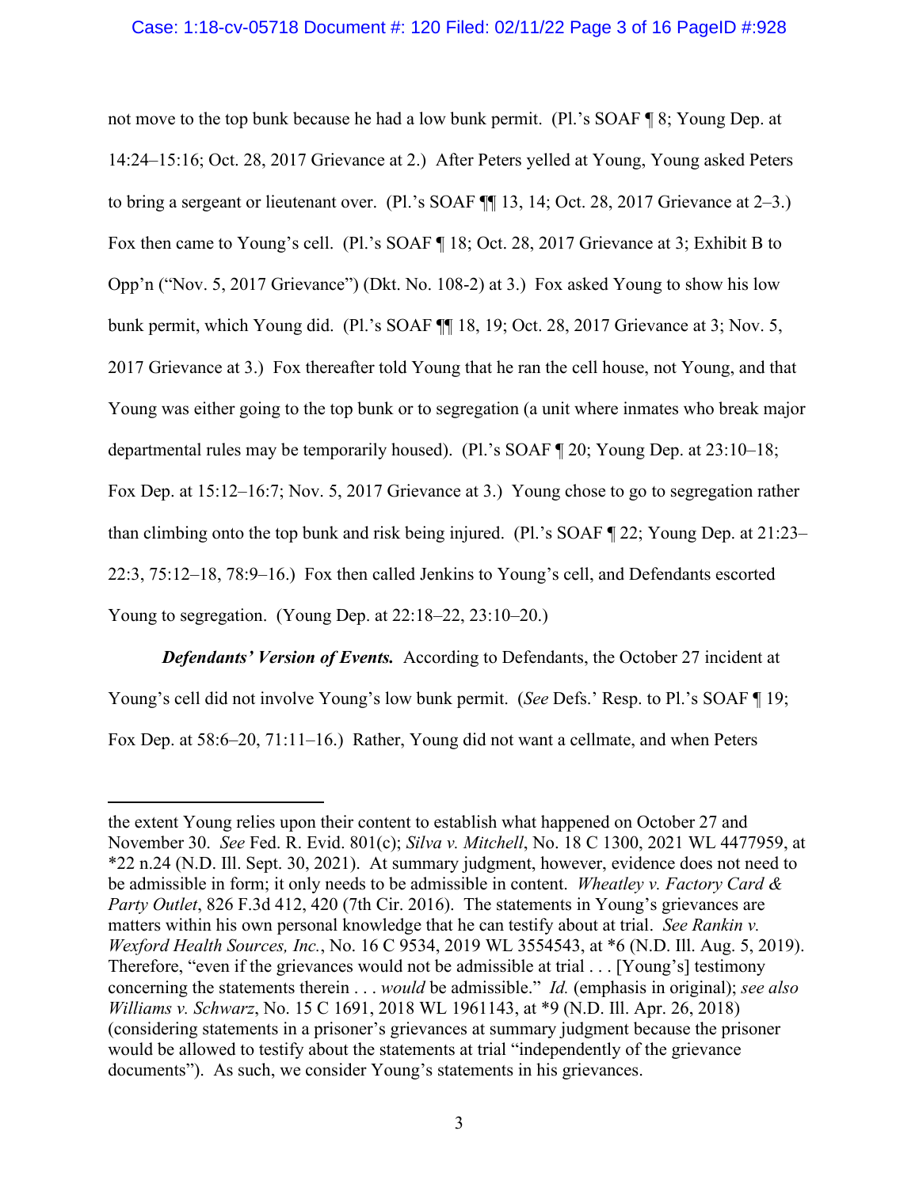not move to the top bunk because he had a low bunk permit. (Pl.'s SOAF ¶ 8; Young Dep. at 14:24–15:16; Oct. 28, 2017 Grievance at 2.) After Peters yelled at Young, Young asked Peters to bring a sergeant or lieutenant over. (Pl.'s SOAF ¶¶ 13, 14; Oct. 28, 2017 Grievance at 2–3.) Fox then came to Young's cell. (Pl.'s SOAF ¶ 18; Oct. 28, 2017 Grievance at 3; Exhibit B to Opp'n ("Nov. 5, 2017 Grievance") (Dkt. No. 108-2) at 3.) Fox asked Young to show his low bunk permit, which Young did. (Pl.'s SOAF ¶¶ 18, 19; Oct. 28, 2017 Grievance at 3; Nov. 5, 2017 Grievance at 3.) Fox thereafter told Young that he ran the cell house, not Young, and that Young was either going to the top bunk or to segregation (a unit where inmates who break major departmental rules may be temporarily housed). (Pl.'s SOAF ¶ 20; Young Dep. at 23:10–18; Fox Dep. at 15:12–16:7; Nov. 5, 2017 Grievance at 3.) Young chose to go to segregation rather than climbing onto the top bunk and risk being injured. (Pl.'s SOAF ¶ 22; Young Dep. at 21:23–22:3, 75:12–18, 78:9–16.) Fox then called Jenkins to Young's cell, and Defendants escorted Young to segregation. (Young Dep. at 22:18–22, 23:10–20.)

***Defendants' Version of Events.*** According to Defendants, the October 27 incident at Young's cell did not involve Young's low bunk permit. (*See* Defs.' Resp. to Pl.'s SOAF ¶ 19; Fox Dep. at 58:6–20, 71:11–16.) Rather, Young did not want a cellmate, and when Peters

---

the extent Young relies upon their content to establish what happened on October 27 and November 30. *See* Fed. R. Evid. 801(c); *Silva v. Mitchell*, No. 18 C 1300, 2021 WL 4477959, at *22 n.24 (N.D. Ill. Sept. 30, 2021). At summary judgment, however, evidence does not need to be admissible in form; it only needs to be admissible in content. *Wheatley v. Factory Card & Party Outlet*, 826 F.3d 412, 420 (7th Cir. 2016). The statements in Young's grievances are matters within his own personal knowledge that he can testify about at trial. *See Rankin v. Wexford Health Sources, Inc.*, No. 16 C 9534, 2019 WL 3554543, at *6 (N.D. Ill. Aug. 5, 2019). Therefore, "even if the grievances would not be admissible at trial . . . [Young's] testimony concerning the statements therein . . . *would* be admissible." *Id.* (emphasis in original); *see also Williams v. Schwarz*, No. 15 C 1691, 2018 WL 1961143, at *9 (N.D. Ill. Apr. 26, 2018) (considering statements in a prisoner's grievances at summary judgment because the prisoner would be allowed to testify about the statements at trial "independently of the grievance documents"). As such, we consider Young's statements in his grievances.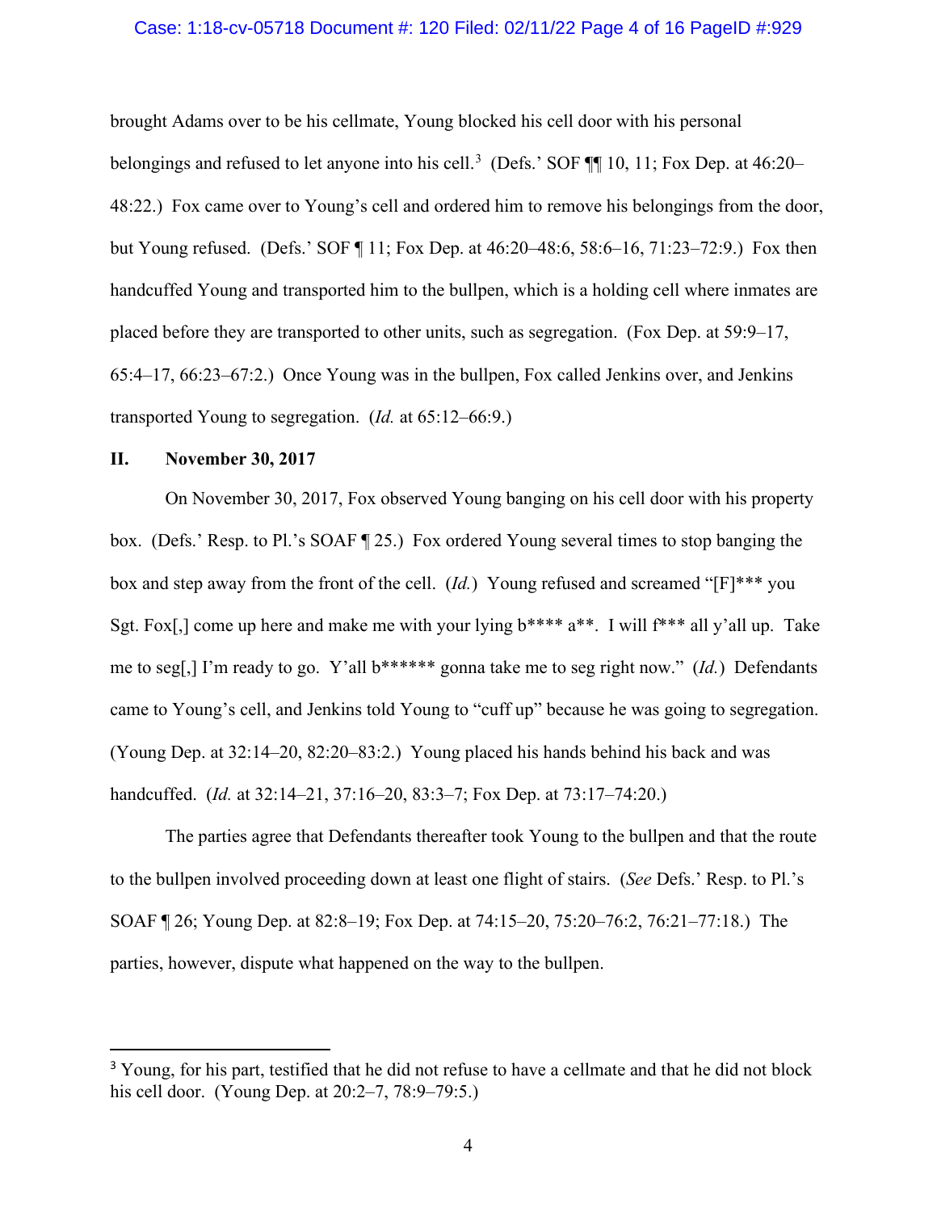brought Adams over to be his cellmate, Young blocked his cell door with his personal belongings and refused to let anyone into his cell.[3] (Defs.' SOF ¶¶ 10, 11; Fox Dep. at 46:20–48:22.) Fox came over to Young's cell and ordered him to remove his belongings from the door, but Young refused. (Defs.' SOF ¶ 11; Fox Dep. at 46:20–48:6, 58:6–16, 71:23–72:9.) Fox then handcuffed Young and transported him to the bullpen, which is a holding cell where inmates are placed before they are transported to other units, such as segregation. (Fox Dep. at 59:9–17, 65:4–17, 66:23–67:2.) Once Young was in the bullpen, Fox called Jenkins over, and Jenkins transported Young to segregation. (*Id.* at 65:12–66:9.)

## II. November 30, 2017

On November 30, 2017, Fox observed Young banging on his cell door with his property box. (Defs.' Resp. to Pl.'s SOAF ¶ 25.) Fox ordered Young several times to stop banging the box and step away from the front of the cell. (*Id.*) Young refused and screamed "[F]*** you Sgt. Fox[,] come up here and make me with your lying b**** a**. I will f*** all y'all up. Take me to seg[,] I'm ready to go. Y'all b****** gonna take me to seg right now." (*Id.*) Defendants came to Young's cell, and Jenkins told Young to "cuff up" because he was going to segregation. (Young Dep. at 32:14–20, 82:20–83:2.) Young placed his hands behind his back and was handcuffed. (*Id.* at 32:14–21, 37:16–20, 83:3–7; Fox Dep. at 73:17–74:20.)

The parties agree that Defendants thereafter took Young to the bullpen and that the route to the bullpen involved proceeding down at least one flight of stairs. (*See* Defs.' Resp. to Pl.'s SOAF ¶ 26; Young Dep. at 82:8–19; Fox Dep. at 74:15–20, 75:20–76:2, 76:21–77:18.) The parties, however, dispute what happened on the way to the bullpen.

---

[3] Young, for his part, testified that he did not refuse to have a cellmate and that he did not block his cell door. (Young Dep. at 20:2–7, 78:9–79:5.)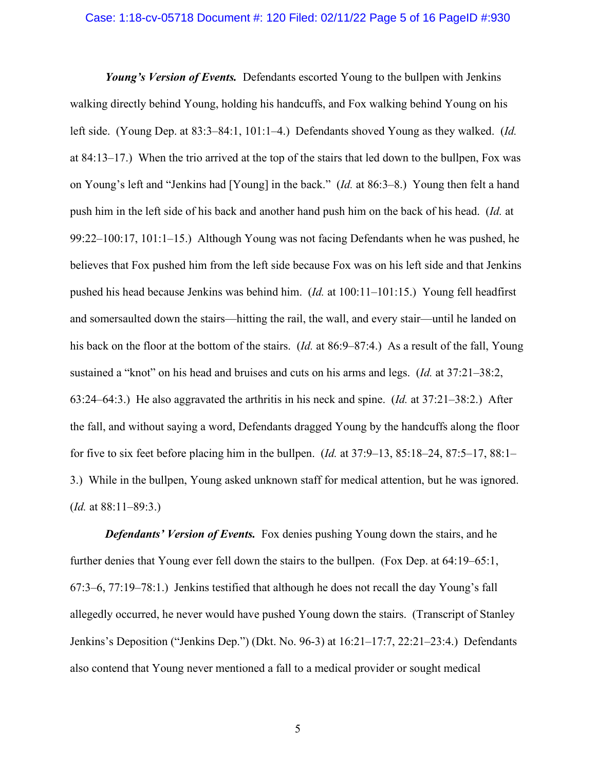***Young's Version of Events.*** Defendants escorted Young to the bullpen with Jenkins walking directly behind Young, holding his handcuffs, and Fox walking behind Young on his left side. (Young Dep. at 83:3–84:1, 101:1–4.) Defendants shoved Young as they walked. (*Id.* at 84:13–17.) When the trio arrived at the top of the stairs that led down to the bullpen, Fox was on Young's left and "Jenkins had [Young] in the back." (*Id.* at 86:3–8.) Young then felt a hand push him in the left side of his back and another hand push him on the back of his head. (*Id.* at 99:22–100:17, 101:1–15.) Although Young was not facing Defendants when he was pushed, he believes that Fox pushed him from the left side because Fox was on his left side and that Jenkins pushed his head because Jenkins was behind him. (*Id.* at 100:11–101:15.) Young fell headfirst and somersaulted down the stairs—hitting the rail, the wall, and every stair—until he landed on his back on the floor at the bottom of the stairs. (*Id.* at 86:9–87:4.) As a result of the fall, Young sustained a "knot" on his head and bruises and cuts on his arms and legs. (*Id.* at 37:21–38:2, 63:24–64:3.) He also aggravated the arthritis in his neck and spine. (*Id.* at 37:21–38:2.) After the fall, and without saying a word, Defendants dragged Young by the handcuffs along the floor for five to six feet before placing him in the bullpen. (*Id.* at 37:9–13, 85:18–24, 87:5–17, 88:1–3.) While in the bullpen, Young asked unknown staff for medical attention, but he was ignored. (*Id.* at 88:11–89:3.)

***Defendants' Version of Events.*** Fox denies pushing Young down the stairs, and he further denies that Young ever fell down the stairs to the bullpen. (Fox Dep. at 64:19–65:1, 67:3–6, 77:19–78:1.) Jenkins testified that although he does not recall the day Young's fall allegedly occurred, he never would have pushed Young down the stairs. (Transcript of Stanley Jenkins's Deposition ("Jenkins Dep.") (Dkt. No. 96-3) at 16:21–17:7, 22:21–23:4.) Defendants also contend that Young never mentioned a fall to a medical provider or sought medical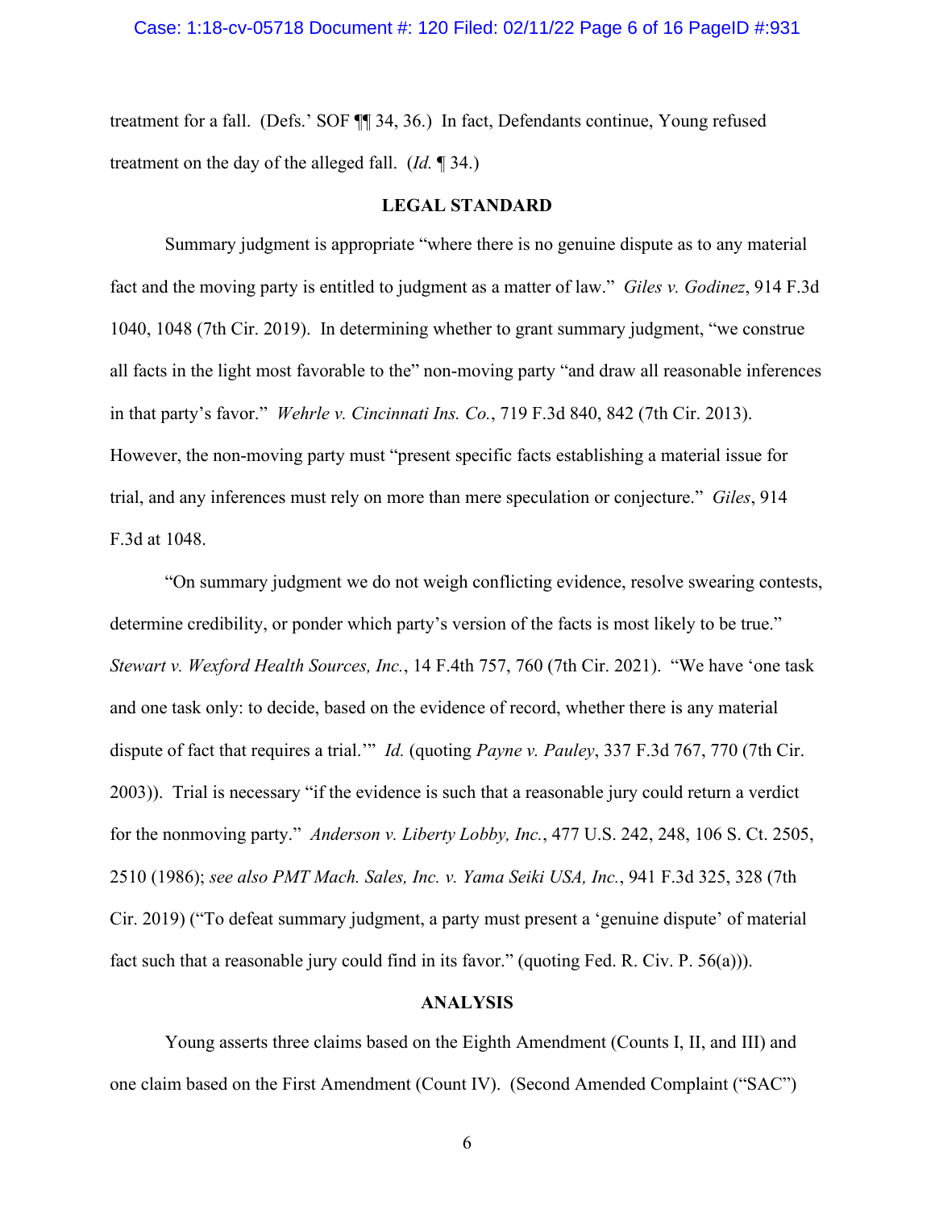treatment for a fall. (Defs.' SOF ¶¶ 34, 36.) In fact, Defendants continue, Young refused treatment on the day of the alleged fall. (*Id.* ¶ 34.)

## LEGAL STANDARD

Summary judgment is appropriate "where there is no genuine dispute as to any material fact and the moving party is entitled to judgment as a matter of law." *Giles v. Godinez*, 914 F.3d 1040, 1048 (7th Cir. 2019). In determining whether to grant summary judgment, "we construe all facts in the light most favorable to the" non-moving party "and draw all reasonable inferences in that party's favor." *Wehrle v. Cincinnati Ins. Co.*, 719 F.3d 840, 842 (7th Cir. 2013). However, the non-moving party must "present specific facts establishing a material issue for trial, and any inferences must rely on more than mere speculation or conjecture." *Giles*, 914 F.3d at 1048.

"On summary judgment we do not weigh conflicting evidence, resolve swearing contests, determine credibility, or ponder which party's version of the facts is most likely to be true." *Stewart v. Wexford Health Sources, Inc.*, 14 F.4th 757, 760 (7th Cir. 2021). "We have 'one task and one task only: to decide, based on the evidence of record, whether there is any material dispute of fact that requires a trial.'" *Id.* (quoting *Payne v. Pauley*, 337 F.3d 767, 770 (7th Cir. 2003)). Trial is necessary "if the evidence is such that a reasonable jury could return a verdict for the nonmoving party." *Anderson v. Liberty Lobby, Inc.*, 477 U.S. 242, 248, 106 S. Ct. 2505, 2510 (1986); *see also PMT Mach. Sales, Inc. v. Yama Seiki USA, Inc.*, 941 F.3d 325, 328 (7th Cir. 2019) ("To defeat summary judgment, a party must present a 'genuine dispute' of material fact such that a reasonable jury could find in its favor." (quoting Fed. R. Civ. P. 56(a))).

## ANALYSIS

Young asserts three claims based on the Eighth Amendment (Counts I, II, and III) and one claim based on the First Amendment (Count IV). (Second Amended Complaint ("SAC")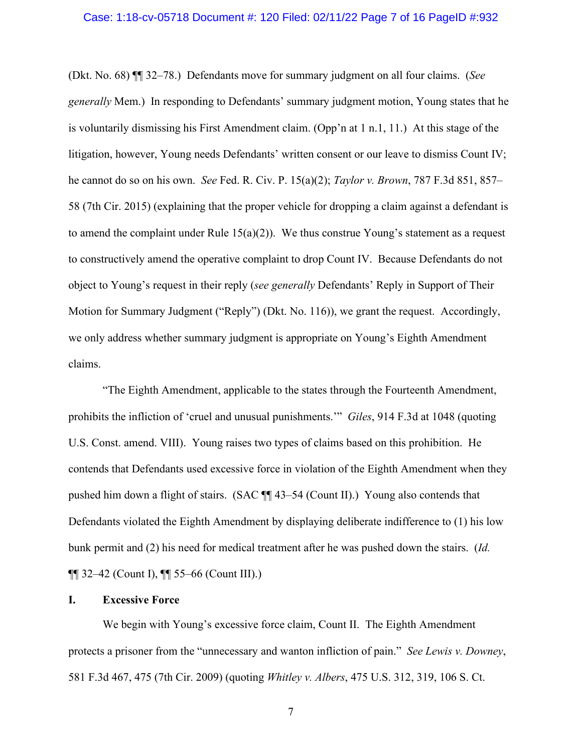(Dkt. No. 68) ¶¶ 32–78.) Defendants move for summary judgment on all four claims. (*See generally* Mem.) In responding to Defendants' summary judgment motion, Young states that he is voluntarily dismissing his First Amendment claim. (Opp'n at 1 n.1, 11.) At this stage of the litigation, however, Young needs Defendants' written consent or our leave to dismiss Count IV; he cannot do so on his own. *See* Fed. R. Civ. P. 15(a)(2); *Taylor v. Brown*, 787 F.3d 851, 857–58 (7th Cir. 2015) (explaining that the proper vehicle for dropping a claim against a defendant is to amend the complaint under Rule 15(a)(2)). We thus construe Young's statement as a request to constructively amend the operative complaint to drop Count IV. Because Defendants do not object to Young's request in their reply (*see generally* Defendants' Reply in Support of Their Motion for Summary Judgment ("Reply") (Dkt. No. 116)), we grant the request. Accordingly, we only address whether summary judgment is appropriate on Young's Eighth Amendment claims.

"The Eighth Amendment, applicable to the states through the Fourteenth Amendment, prohibits the infliction of 'cruel and unusual punishments.'" *Giles*, 914 F.3d at 1048 (quoting U.S. Const. amend. VIII). Young raises two types of claims based on this prohibition. He contends that Defendants used excessive force in violation of the Eighth Amendment when they pushed him down a flight of stairs. (SAC ¶¶ 43–54 (Count II).) Young also contends that Defendants violated the Eighth Amendment by displaying deliberate indifference to (1) his low bunk permit and (2) his need for medical treatment after he was pushed down the stairs. (*Id.* ¶¶ 32–42 (Count I), ¶¶ 55–66 (Count III).)

## I. Excessive Force

We begin with Young's excessive force claim, Count II. The Eighth Amendment protects a prisoner from the "unnecessary and wanton infliction of pain." *See Lewis v. Downey*, 581 F.3d 467, 475 (7th Cir. 2009) (quoting *Whitley v. Albers*, 475 U.S. 312, 319, 106 S. Ct.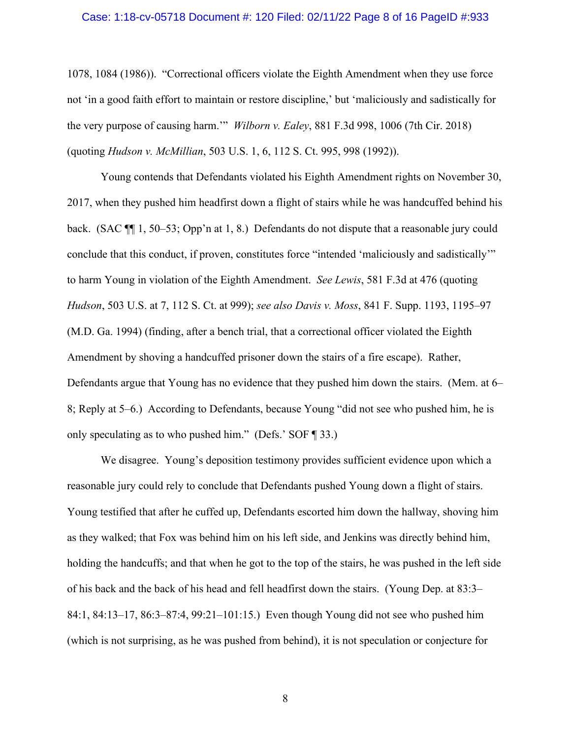1078, 1084 (1986)). "Correctional officers violate the Eighth Amendment when they use force not 'in a good faith effort to maintain or restore discipline,' but 'maliciously and sadistically for the very purpose of causing harm.'" *Wilborn v. Ealey*, 881 F.3d 998, 1006 (7th Cir. 2018) (quoting *Hudson v. McMillian*, 503 U.S. 1, 6, 112 S. Ct. 995, 998 (1992)).

Young contends that Defendants violated his Eighth Amendment rights on November 30, 2017, when they pushed him headfirst down a flight of stairs while he was handcuffed behind his back. (SAC ¶¶ 1, 50–53; Opp'n at 1, 8.) Defendants do not dispute that a reasonable jury could conclude that this conduct, if proven, constitutes force "intended 'maliciously and sadistically'" to harm Young in violation of the Eighth Amendment. *See Lewis*, 581 F.3d at 476 (quoting *Hudson*, 503 U.S. at 7, 112 S. Ct. at 999); *see also Davis v. Moss*, 841 F. Supp. 1193, 1195–97 (M.D. Ga. 1994) (finding, after a bench trial, that a correctional officer violated the Eighth Amendment by shoving a handcuffed prisoner down the stairs of a fire escape). Rather, Defendants argue that Young has no evidence that they pushed him down the stairs. (Mem. at 6–8; Reply at 5–6.) According to Defendants, because Young "did not see who pushed him, he is only speculating as to who pushed him." (Defs.' SOF ¶ 33.)

We disagree. Young's deposition testimony provides sufficient evidence upon which a reasonable jury could rely to conclude that Defendants pushed Young down a flight of stairs. Young testified that after he cuffed up, Defendants escorted him down the hallway, shoving him as they walked; that Fox was behind him on his left side, and Jenkins was directly behind him, holding the handcuffs; and that when he got to the top of the stairs, he was pushed in the left side of his back and the back of his head and fell headfirst down the stairs. (Young Dep. at 83:3–84:1, 84:13–17, 86:3–87:4, 99:21–101:15.) Even though Young did not see who pushed him (which is not surprising, as he was pushed from behind), it is not speculation or conjecture for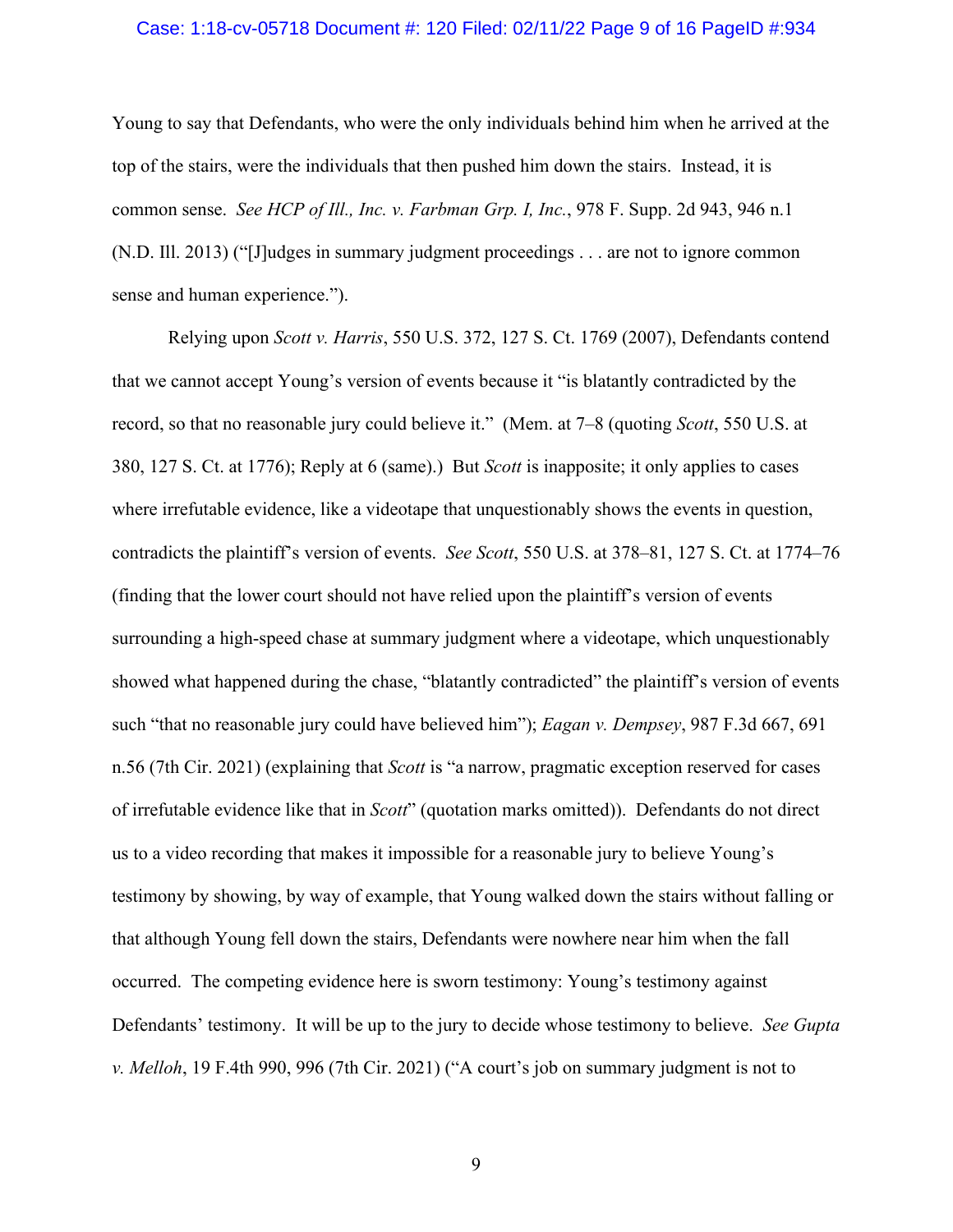Young to say that Defendants, who were the only individuals behind him when he arrived at the top of the stairs, were the individuals that then pushed him down the stairs. Instead, it is common sense. *See HCP of Ill., Inc. v. Farbman Grp. I, Inc.*, 978 F. Supp. 2d 943, 946 n.1 (N.D. Ill. 2013) ("[J]udges in summary judgment proceedings . . . are not to ignore common sense and human experience.").

Relying upon *Scott v. Harris*, 550 U.S. 372, 127 S. Ct. 1769 (2007), Defendants contend that we cannot accept Young's version of events because it "is blatantly contradicted by the record, so that no reasonable jury could believe it." (Mem. at 7–8 (quoting *Scott*, 550 U.S. at 380, 127 S. Ct. at 1776); Reply at 6 (same).) But *Scott* is inapposite; it only applies to cases where irrefutable evidence, like a videotape that unquestionably shows the events in question, contradicts the plaintiff's version of events. *See Scott*, 550 U.S. at 378–81, 127 S. Ct. at 1774–76 (finding that the lower court should not have relied upon the plaintiff's version of events surrounding a high-speed chase at summary judgment where a videotape, which unquestionably showed what happened during the chase, "blatantly contradicted" the plaintiff's version of events such "that no reasonable jury could have believed him"); *Eagan v. Dempsey*, 987 F.3d 667, 691 n.56 (7th Cir. 2021) (explaining that *Scott* is "a narrow, pragmatic exception reserved for cases of irrefutable evidence like that in *Scott*" (quotation marks omitted)). Defendants do not direct us to a video recording that makes it impossible for a reasonable jury to believe Young's testimony by showing, by way of example, that Young walked down the stairs without falling or that although Young fell down the stairs, Defendants were nowhere near him when the fall occurred. The competing evidence here is sworn testimony: Young's testimony against Defendants' testimony. It will be up to the jury to decide whose testimony to believe. *See Gupta v. Melloh*, 19 F.4th 990, 996 (7th Cir. 2021) ("A court's job on summary judgment is not to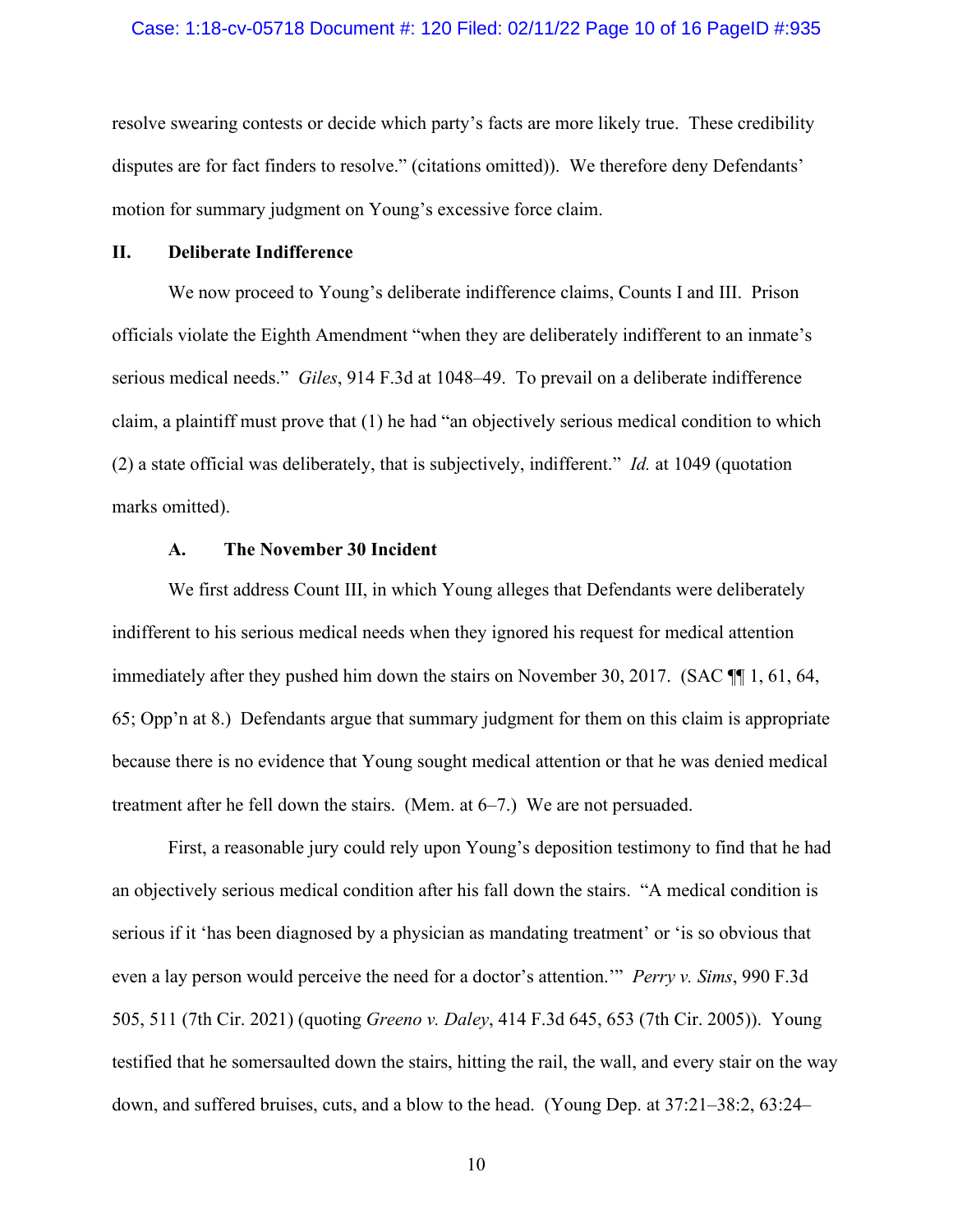resolve swearing contests or decide which party's facts are more likely true. These credibility disputes are for fact finders to resolve." (citations omitted)). We therefore deny Defendants' motion for summary judgment on Young's excessive force claim.

## II. Deliberate Indifference

We now proceed to Young's deliberate indifference claims, Counts I and III. Prison officials violate the Eighth Amendment "when they are deliberately indifferent to an inmate's serious medical needs." *Giles*, 914 F.3d at 1048–49. To prevail on a deliberate indifference claim, a plaintiff must prove that (1) he had "an objectively serious medical condition to which (2) a state official was deliberately, that is subjectively, indifferent." *Id.* at 1049 (quotation marks omitted).

### A. The November 30 Incident

We first address Count III, in which Young alleges that Defendants were deliberately indifferent to his serious medical needs when they ignored his request for medical attention immediately after they pushed him down the stairs on November 30, 2017. (SAC ¶¶ 1, 61, 64, 65; Opp'n at 8.) Defendants argue that summary judgment for them on this claim is appropriate because there is no evidence that Young sought medical attention or that he was denied medical treatment after he fell down the stairs. (Mem. at 6–7.) We are not persuaded.

First, a reasonable jury could rely upon Young's deposition testimony to find that he had an objectively serious medical condition after his fall down the stairs. "A medical condition is serious if it 'has been diagnosed by a physician as mandating treatment' or 'is so obvious that even a lay person would perceive the need for a doctor's attention.'" *Perry v. Sims*, 990 F.3d 505, 511 (7th Cir. 2021) (quoting *Greeno v. Daley*, 414 F.3d 645, 653 (7th Cir. 2005)). Young testified that he somersaulted down the stairs, hitting the rail, the wall, and every stair on the way down, and suffered bruises, cuts, and a blow to the head. (Young Dep. at 37:21–38:2, 63:24–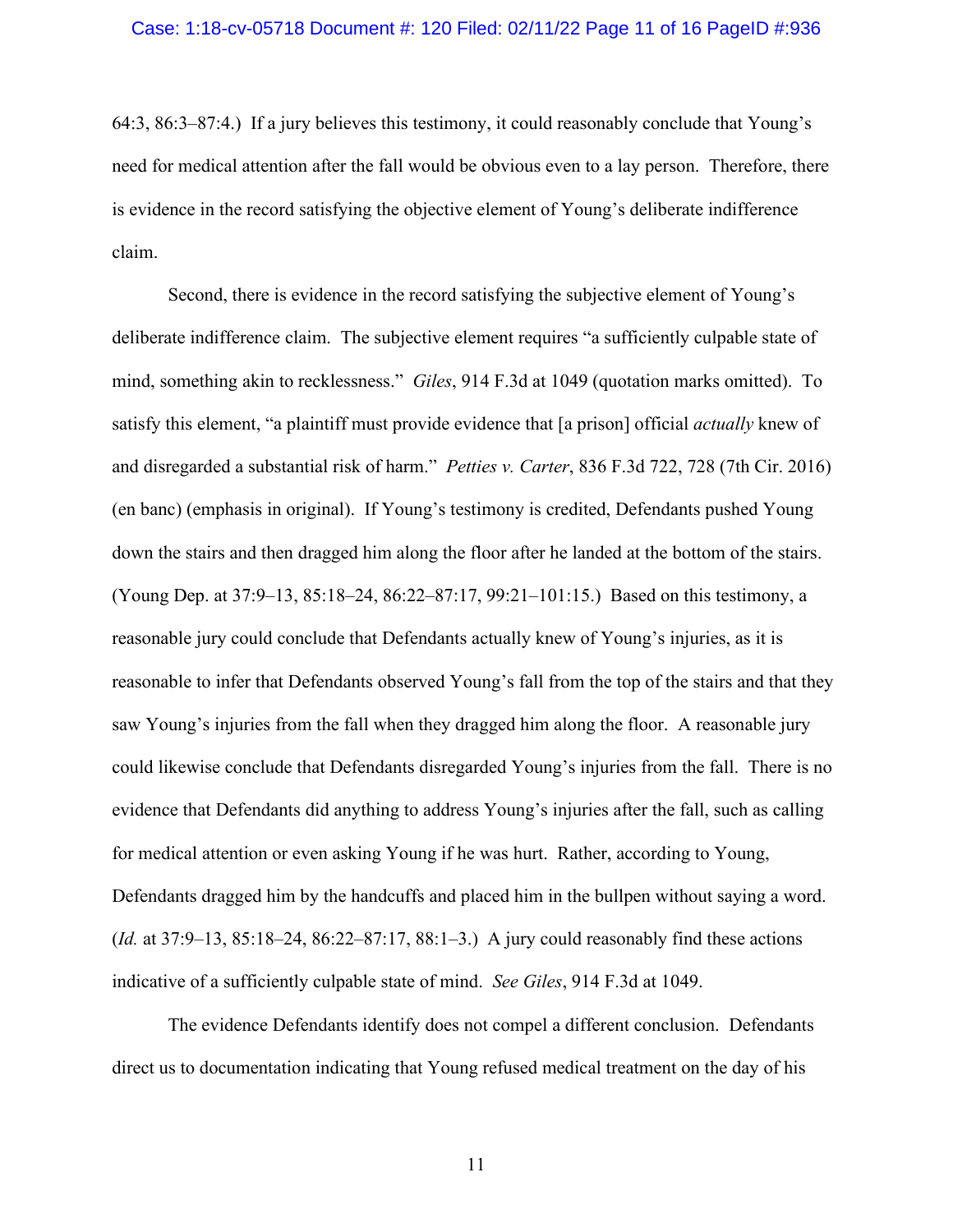64:3, 86:3–87:4.) If a jury believes this testimony, it could reasonably conclude that Young's need for medical attention after the fall would be obvious even to a lay person. Therefore, there is evidence in the record satisfying the objective element of Young's deliberate indifference claim.

Second, there is evidence in the record satisfying the subjective element of Young's deliberate indifference claim. The subjective element requires "a sufficiently culpable state of mind, something akin to recklessness." *Giles*, 914 F.3d at 1049 (quotation marks omitted). To satisfy this element, "a plaintiff must provide evidence that [a prison] official *actually* knew of and disregarded a substantial risk of harm." *Petties v. Carter*, 836 F.3d 722, 728 (7th Cir. 2016) (en banc) (emphasis in original). If Young's testimony is credited, Defendants pushed Young down the stairs and then dragged him along the floor after he landed at the bottom of the stairs. (Young Dep. at 37:9–13, 85:18–24, 86:22–87:17, 99:21–101:15.) Based on this testimony, a reasonable jury could conclude that Defendants actually knew of Young's injuries, as it is reasonable to infer that Defendants observed Young's fall from the top of the stairs and that they saw Young's injuries from the fall when they dragged him along the floor. A reasonable jury could likewise conclude that Defendants disregarded Young's injuries from the fall. There is no evidence that Defendants did anything to address Young's injuries after the fall, such as calling for medical attention or even asking Young if he was hurt. Rather, according to Young, Defendants dragged him by the handcuffs and placed him in the bullpen without saying a word. (*Id.* at 37:9–13, 85:18–24, 86:22–87:17, 88:1–3.) A jury could reasonably find these actions indicative of a sufficiently culpable state of mind. *See Giles*, 914 F.3d at 1049.

The evidence Defendants identify does not compel a different conclusion. Defendants direct us to documentation indicating that Young refused medical treatment on the day of his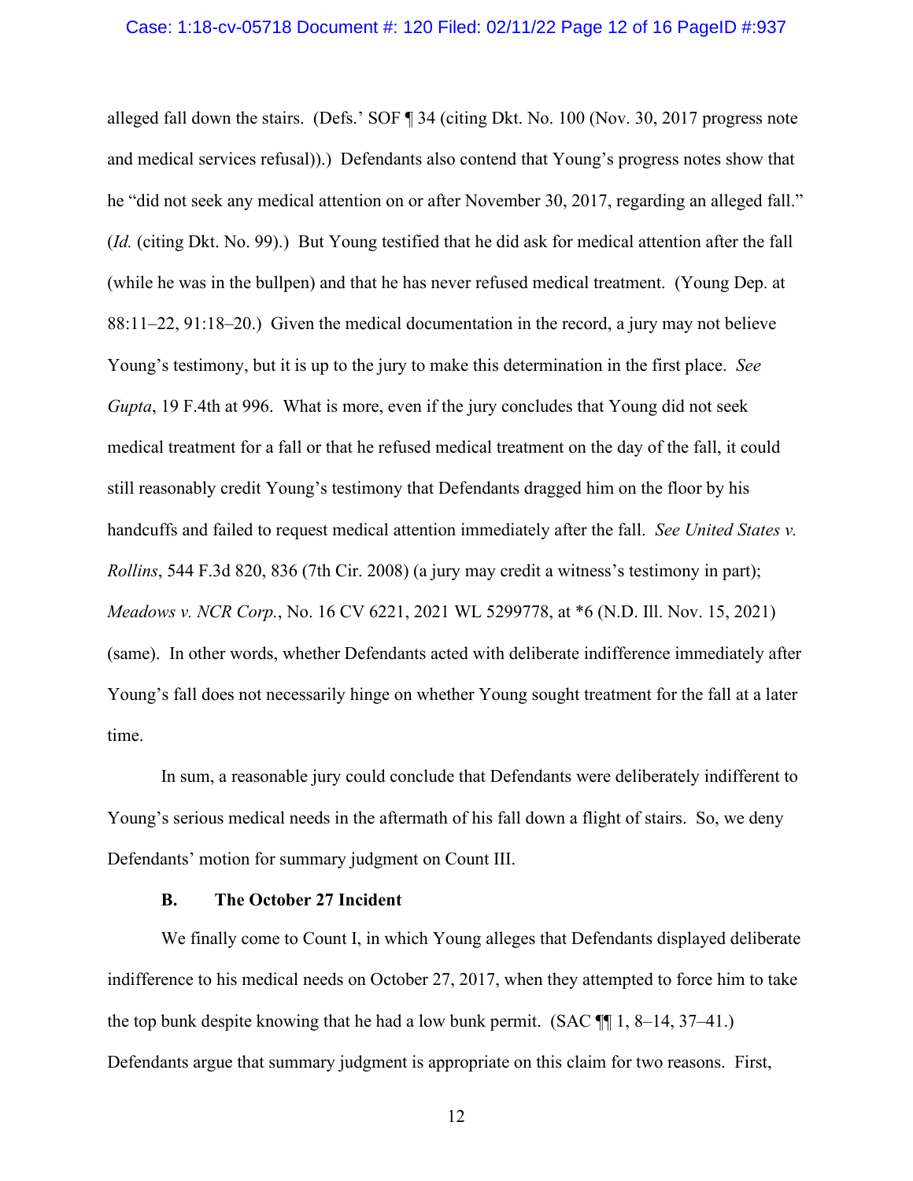alleged fall down the stairs. (Defs.' SOF ¶ 34 (citing Dkt. No. 100 (Nov. 30, 2017 progress note and medical services refusal)).) Defendants also contend that Young's progress notes show that he "did not seek any medical attention on or after November 30, 2017, regarding an alleged fall." (*Id.* (citing Dkt. No. 99).) But Young testified that he did ask for medical attention after the fall (while he was in the bullpen) and that he has never refused medical treatment. (Young Dep. at 88:11–22, 91:18–20.) Given the medical documentation in the record, a jury may not believe Young's testimony, but it is up to the jury to make this determination in the first place. *See Gupta*, 19 F.4th at 996. What is more, even if the jury concludes that Young did not seek medical treatment for a fall or that he refused medical treatment on the day of the fall, it could still reasonably credit Young's testimony that Defendants dragged him on the floor by his handcuffs and failed to request medical attention immediately after the fall. *See United States v. Rollins*, 544 F.3d 820, 836 (7th Cir. 2008) (a jury may credit a witness's testimony in part); *Meadows v. NCR Corp.*, No. 16 CV 6221, 2021 WL 5299778, at *6 (N.D. Ill. Nov. 15, 2021) (same). In other words, whether Defendants acted with deliberate indifference immediately after Young's fall does not necessarily hinge on whether Young sought treatment for the fall at a later time.

In sum, a reasonable jury could conclude that Defendants were deliberately indifferent to Young's serious medical needs in the aftermath of his fall down a flight of stairs. So, we deny Defendants' motion for summary judgment on Count III.

### B. The October 27 Incident

We finally come to Count I, in which Young alleges that Defendants displayed deliberate indifference to his medical needs on October 27, 2017, when they attempted to force him to take the top bunk despite knowing that he had a low bunk permit. (SAC ¶¶ 1, 8–14, 37–41.) Defendants argue that summary judgment is appropriate on this claim for two reasons. First,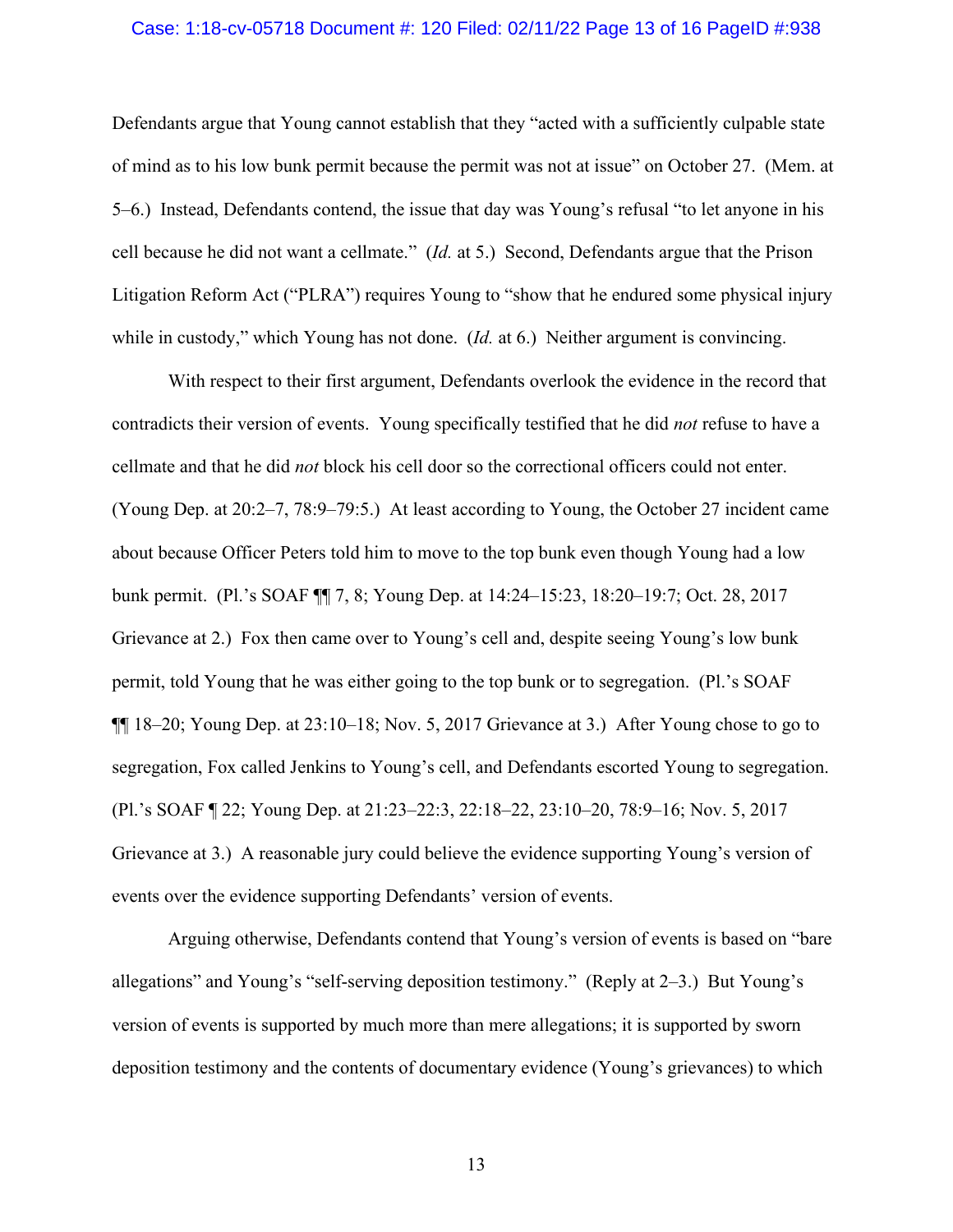Defendants argue that Young cannot establish that they "acted with a sufficiently culpable state of mind as to his low bunk permit because the permit was not at issue" on October 27. (Mem. at 5–6.) Instead, Defendants contend, the issue that day was Young's refusal "to let anyone in his cell because he did not want a cellmate." (*Id.* at 5.) Second, Defendants argue that the Prison Litigation Reform Act ("PLRA") requires Young to "show that he endured some physical injury while in custody," which Young has not done. (*Id.* at 6.) Neither argument is convincing.

With respect to their first argument, Defendants overlook the evidence in the record that contradicts their version of events. Young specifically testified that he did *not* refuse to have a cellmate and that he did *not* block his cell door so the correctional officers could not enter. (Young Dep. at 20:2–7, 78:9–79:5.) At least according to Young, the October 27 incident came about because Officer Peters told him to move to the top bunk even though Young had a low bunk permit. (Pl.'s SOAF ¶¶ 7, 8; Young Dep. at 14:24–15:23, 18:20–19:7; Oct. 28, 2017 Grievance at 2.) Fox then came over to Young's cell and, despite seeing Young's low bunk permit, told Young that he was either going to the top bunk or to segregation. (Pl.'s SOAF ¶¶ 18–20; Young Dep. at 23:10–18; Nov. 5, 2017 Grievance at 3.) After Young chose to go to segregation, Fox called Jenkins to Young's cell, and Defendants escorted Young to segregation. (Pl.'s SOAF ¶ 22; Young Dep. at 21:23–22:3, 22:18–22, 23:10–20, 78:9–16; Nov. 5, 2017 Grievance at 3.) A reasonable jury could believe the evidence supporting Young's version of events over the evidence supporting Defendants' version of events.

Arguing otherwise, Defendants contend that Young's version of events is based on "bare allegations" and Young's "self-serving deposition testimony." (Reply at 2–3.) But Young's version of events is supported by much more than mere allegations; it is supported by sworn deposition testimony and the contents of documentary evidence (Young's grievances) to which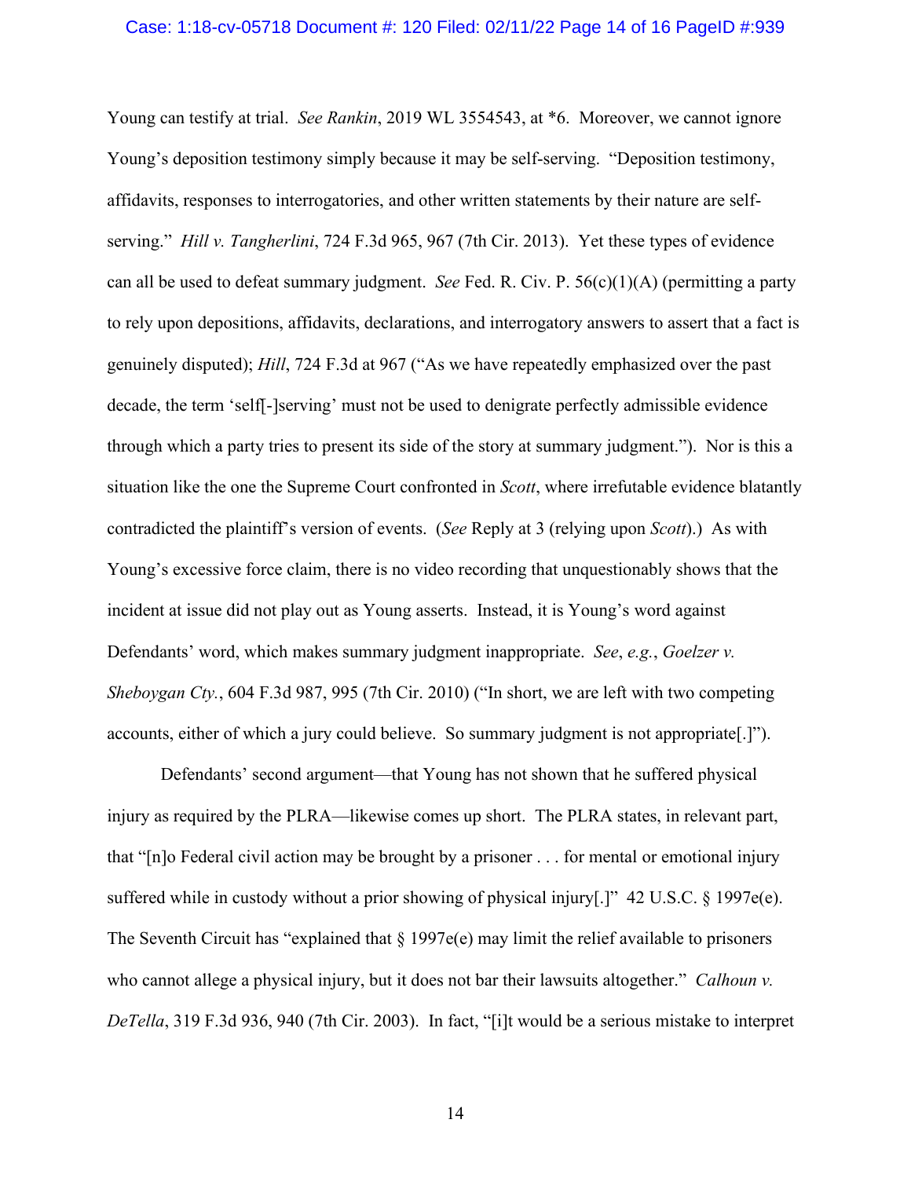Young can testify at trial. *See Rankin*, 2019 WL 3554543, at *6. Moreover, we cannot ignore Young's deposition testimony simply because it may be self-serving. "Deposition testimony, affidavits, responses to interrogatories, and other written statements by their nature are self-serving." *Hill v. Tangherlini*, 724 F.3d 965, 967 (7th Cir. 2013). Yet these types of evidence can all be used to defeat summary judgment. *See* Fed. R. Civ. P. 56(c)(1)(A) (permitting a party to rely upon depositions, affidavits, declarations, and interrogatory answers to assert that a fact is genuinely disputed); *Hill*, 724 F.3d at 967 ("As we have repeatedly emphasized over the past decade, the term 'self[-]serving' must not be used to denigrate perfectly admissible evidence through which a party tries to present its side of the story at summary judgment."). Nor is this a situation like the one the Supreme Court confronted in *Scott*, where irrefutable evidence blatantly contradicted the plaintiff's version of events. (*See* Reply at 3 (relying upon *Scott*).) As with Young's excessive force claim, there is no video recording that unquestionably shows that the incident at issue did not play out as Young asserts. Instead, it is Young's word against Defendants' word, which makes summary judgment inappropriate. *See*, *e.g.*, *Goelzer v. Sheboygan Cty.*, 604 F.3d 987, 995 (7th Cir. 2010) ("In short, we are left with two competing accounts, either of which a jury could believe. So summary judgment is not appropriate[.]").

Defendants' second argument—that Young has not shown that he suffered physical injury as required by the PLRA—likewise comes up short. The PLRA states, in relevant part, that "[n]o Federal civil action may be brought by a prisoner . . . for mental or emotional injury suffered while in custody without a prior showing of physical injury[.]" 42 U.S.C. § 1997e(e). The Seventh Circuit has "explained that § 1997e(e) may limit the relief available to prisoners who cannot allege a physical injury, but it does not bar their lawsuits altogether." *Calhoun v. DeTella*, 319 F.3d 936, 940 (7th Cir. 2003). In fact, "[i]t would be a serious mistake to interpret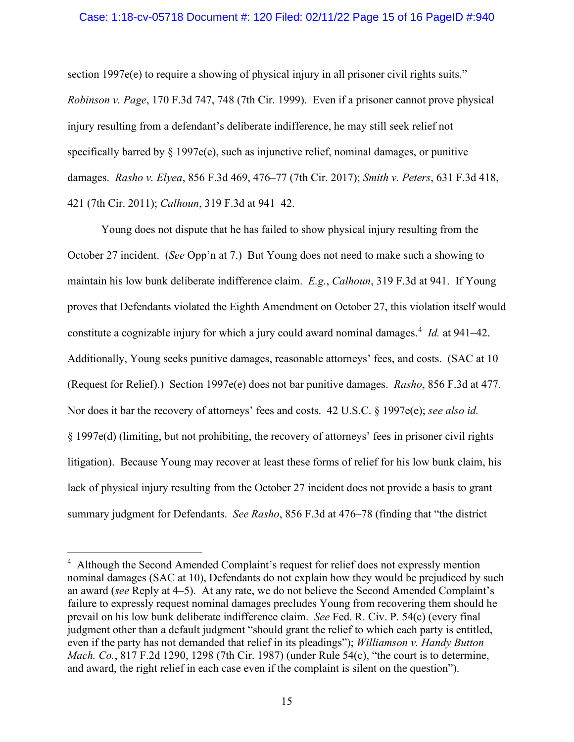section 1997e(e) to require a showing of physical injury in all prisoner civil rights suits." *Robinson v. Page*, 170 F.3d 747, 748 (7th Cir. 1999). Even if a prisoner cannot prove physical injury resulting from a defendant's deliberate indifference, he may still seek relief not specifically barred by § 1997e(e), such as injunctive relief, nominal damages, or punitive damages. *Rasho v. Elyea*, 856 F.3d 469, 476–77 (7th Cir. 2017); *Smith v. Peters*, 631 F.3d 418, 421 (7th Cir. 2011); *Calhoun*, 319 F.3d at 941–42.

Young does not dispute that he has failed to show physical injury resulting from the October 27 incident. (*See* Opp'n at 7.) But Young does not need to make such a showing to maintain his low bunk deliberate indifference claim. *E.g.*, *Calhoun*, 319 F.3d at 941. If Young proves that Defendants violated the Eighth Amendment on October 27, this violation itself would constitute a cognizable injury for which a jury could award nominal damages.[4] *Id.* at 941–42. Additionally, Young seeks punitive damages, reasonable attorneys' fees, and costs. (SAC at 10 (Request for Relief).) Section 1997e(e) does not bar punitive damages. *Rasho*, 856 F.3d at 477. Nor does it bar the recovery of attorneys' fees and costs. 42 U.S.C. § 1997e(e); *see also id.* § 1997e(d) (limiting, but not prohibiting, the recovery of attorneys' fees in prisoner civil rights litigation). Because Young may recover at least these forms of relief for his low bunk claim, his lack of physical injury resulting from the October 27 incident does not provide a basis to grant summary judgment for Defendants. *See Rasho*, 856 F.3d at 476–78 (finding that "the district

---

[4] Although the Second Amended Complaint's request for relief does not expressly mention nominal damages (SAC at 10), Defendants do not explain how they would be prejudiced by such an award (*see* Reply at 4–5). At any rate, we do not believe the Second Amended Complaint's failure to expressly request nominal damages precludes Young from recovering them should he prevail on his low bunk deliberate indifference claim. *See* Fed. R. Civ. P. 54(c) (every final judgment other than a default judgment "should grant the relief to which each party is entitled, even if the party has not demanded that relief in its pleadings"); *Williamson v. Handy Button Mach. Co.*, 817 F.2d 1290, 1298 (7th Cir. 1987) (under Rule 54(c), "the court is to determine, and award, the right relief in each case even if the complaint is silent on the question").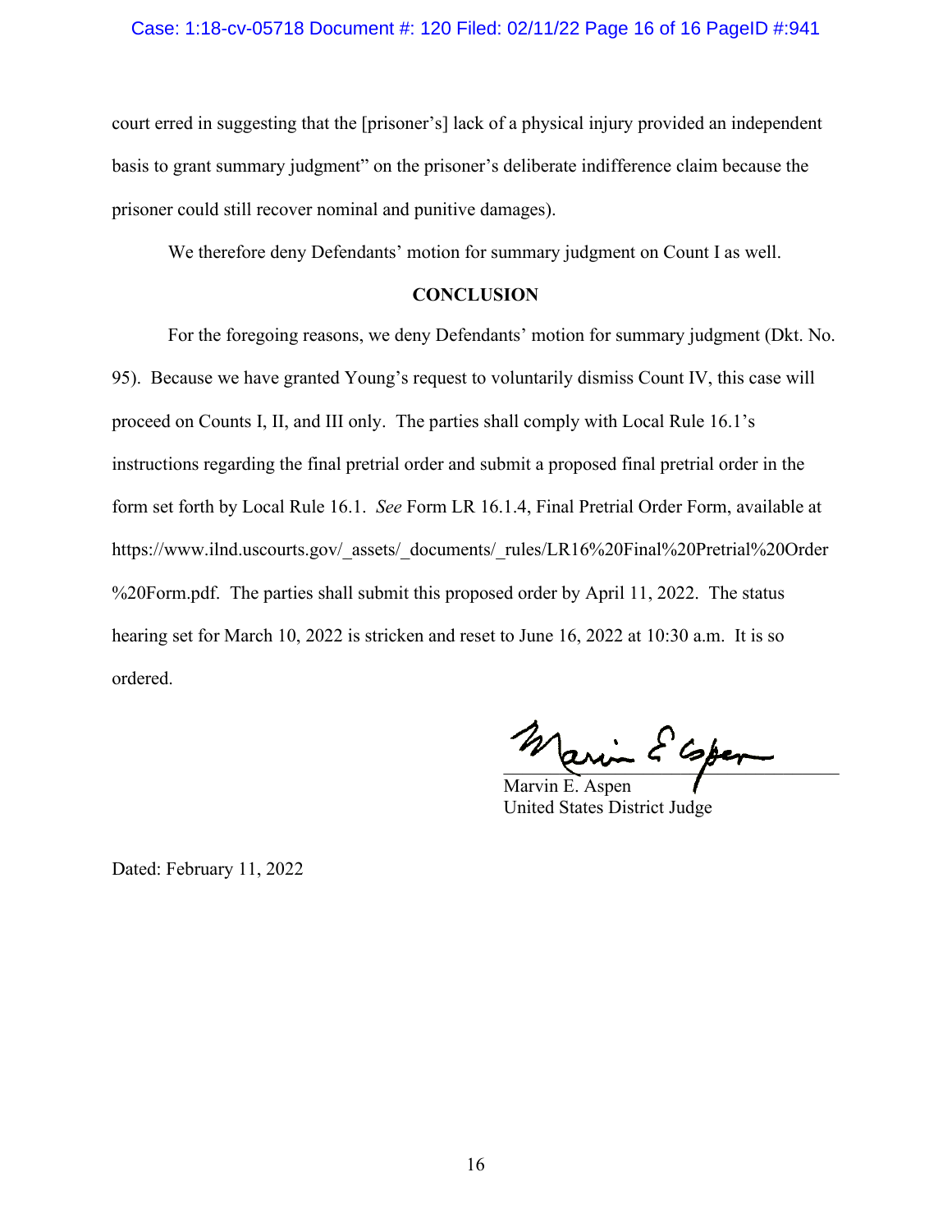court erred in suggesting that the [prisoner's] lack of a physical injury provided an independent basis to grant summary judgment" on the prisoner's deliberate indifference claim because the prisoner could still recover nominal and punitive damages).

We therefore deny Defendants' motion for summary judgment on Count I as well.

**CONCLUSION**

For the foregoing reasons, we deny Defendants' motion for summary judgment (Dkt. No. 95). Because we have granted Young's request to voluntarily dismiss Count IV, this case will proceed on Counts I, II, and III only. The parties shall comply with Local Rule 16.1's instructions regarding the final pretrial order and submit a proposed final pretrial order in the form set forth by Local Rule 16.1. *See* Form LR 16.1.4, Final Pretrial Order Form, available at https://www.ilnd.uscourts.gov/_assets/_documents/_rules/LR16%20Final%20Pretrial%20Order%20Form.pdf. The parties shall submit this proposed order by April 11, 2022. The status hearing set for March 10, 2022 is stricken and reset to June 16, 2022 at 10:30 a.m. It is so ordered.

Marvin E. Aspen
United States District Judge

Dated: February 11, 2022